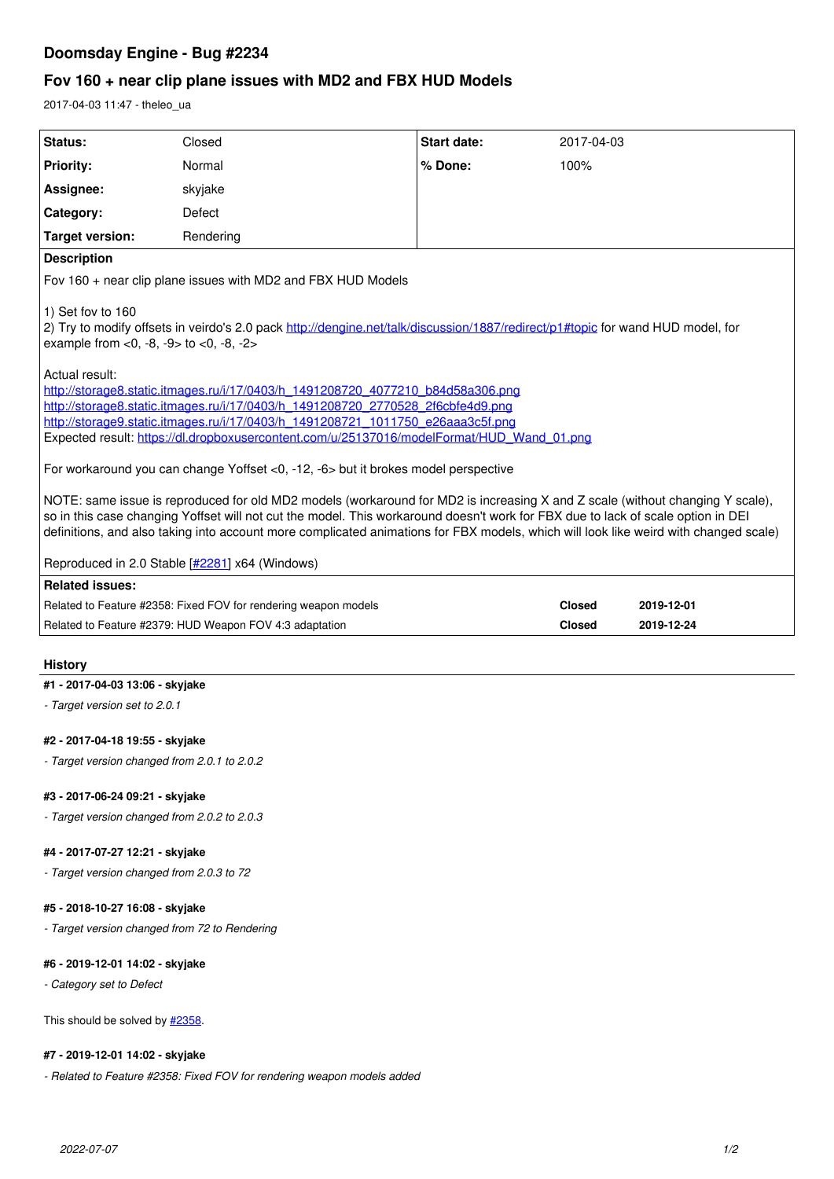# Doomsday Engine - Bug #2234

## Fov 160 + near clip plane issues with MD2 and FBX HUD Models

2017-04-03 11:47 - theleo_ua

| Status: | Closed | Start date: | 2017-04-03 |
|---|---|---|---|
| Priority: | Normal | % Done: | 100% |
| Assignee: | skyjake | | |
| Category: | Defect | | |
| Target version: | Rendering | | |

**Description**

Fov 160 + near clip plane issues with MD2 and FBX HUD Models

1) Set fov to 160
2) Try to modify offsets in veirdo's 2.0 pack http://dengine.net/talk/discussion/1887/redirect/p1#topic for wand HUD model, for example from <0, -8, -9> to <0, -8, -2>

Actual result:
http://storage8.static.itmages.ru/i/17/0403/h_1491208720_4077210_b84d58a306.png
http://storage8.static.itmages.ru/i/17/0403/h_1491208720_2770528_2f6cbfe4d9.png
http://storage9.static.itmages.ru/i/17/0403/h_1491208721_1011750_e26aaa3c5f.png
Expected result: https://dl.dropboxusercontent.com/u/25137016/modelFormat/HUD_Wand_01.png

For workaround you can change Yoffset <0, -12, -6> but it brokes model perspective

NOTE: same issue is reproduced for old MD2 models (workaround for MD2 is increasing X and Z scale (without changing Y scale), so in this case changing Yoffset will not cut the model. This workaround doesn't work for FBX due to lack of scale option in DEI definitions, and also taking into account more complicated animations for FBX models, which will look like weird with changed scale)

Reproduced in 2.0 Stable [#2281] x64 (Windows)

**Related issues:**

| | | |
|---|---|---|
| Related to Feature #2358: Fixed FOV for rendering weapon models | Closed | 2019-12-01 |
| Related to Feature #2379: HUD Weapon FOV 4:3 adaptation | Closed | 2019-12-24 |

### History

**#1 - 2017-04-03 13:06 - skyjake**

*- Target version set to 2.0.1*

**#2 - 2017-04-18 19:55 - skyjake**

*- Target version changed from 2.0.1 to 2.0.2*

**#3 - 2017-06-24 09:21 - skyjake**

*- Target version changed from 2.0.2 to 2.0.3*

**#4 - 2017-07-27 12:21 - skyjake**

*- Target version changed from 2.0.3 to 72*

**#5 - 2018-10-27 16:08 - skyjake**

*- Target version changed from 72 to Rendering*

**#6 - 2019-12-01 14:02 - skyjake**

*- Category set to Defect*

This should be solved by #2358.

**#7 - 2019-12-01 14:02 - skyjake**

*- Related to Feature #2358: Fixed FOV for rendering weapon models added*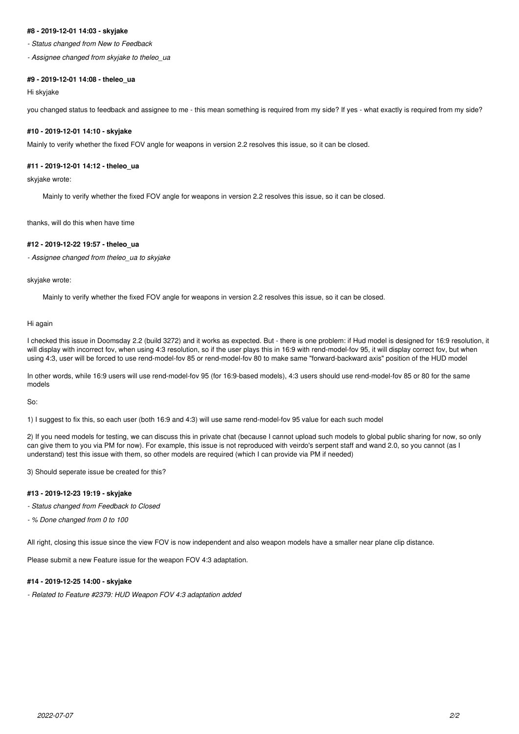#### #8 - 2019-12-01 14:03 - skyjake

- *Status changed from New to Feedback*
- *Assignee changed from skyjake to theleo_ua*

#### #9 - 2019-12-01 14:08 - theleo_ua

Hi skyjake

you changed status to feedback and assignee to me - this mean something is required from my side? If yes - what exactly is required from my side?

#### #10 - 2019-12-01 14:10 - skyjake

Mainly to verify whether the fixed FOV angle for weapons in version 2.2 resolves this issue, so it can be closed.

#### #11 - 2019-12-01 14:12 - theleo_ua

skyjake wrote:

> Mainly to verify whether the fixed FOV angle for weapons in version 2.2 resolves this issue, so it can be closed.

thanks, will do this when have time

#### #12 - 2019-12-22 19:57 - theleo_ua

- *Assignee changed from theleo_ua to skyjake*

skyjake wrote:

> Mainly to verify whether the fixed FOV angle for weapons in version 2.2 resolves this issue, so it can be closed.

Hi again

I checked this issue in Doomsday 2.2 (build 3272) and it works as expected. But - there is one problem: if Hud model is designed for 16:9 resolution, it will display with incorrect fov, when using 4:3 resolution, so if the user plays this in 16:9 with rend-model-fov 95, it will display correct fov, but when using 4:3, user will be forced to use rend-model-fov 85 or rend-model-fov 80 to make same "forward-backward axis" position of the HUD model

In other words, while 16:9 users will use rend-model-fov 95 (for 16:9-based models), 4:3 users should use rend-model-fov 85 or 80 for the same models

So:

1) I suggest to fix this, so each user (both 16:9 and 4:3) will use same rend-model-fov 95 value for each such model

2) If you need models for testing, we can discuss this in private chat (because I cannot upload such models to global public sharing for now, so only can give them to you via PM for now). For example, this issue is not reproduced with veirdo's serpent staff and wand 2.0, so you cannot (as I understand) test this issue with them, so other models are required (which I can provide via PM if needed)

3) Should seperate issue be created for this?

#### #13 - 2019-12-23 19:19 - skyjake

- *Status changed from Feedback to Closed*
- *% Done changed from 0 to 100*

All right, closing this issue since the view FOV is now independent and also weapon models have a smaller near plane clip distance.

Please submit a new Feature issue for the weapon FOV 4:3 adaptation.

#### #14 - 2019-12-25 14:00 - skyjake

- *Related to Feature #2379: HUD Weapon FOV 4:3 adaptation added*